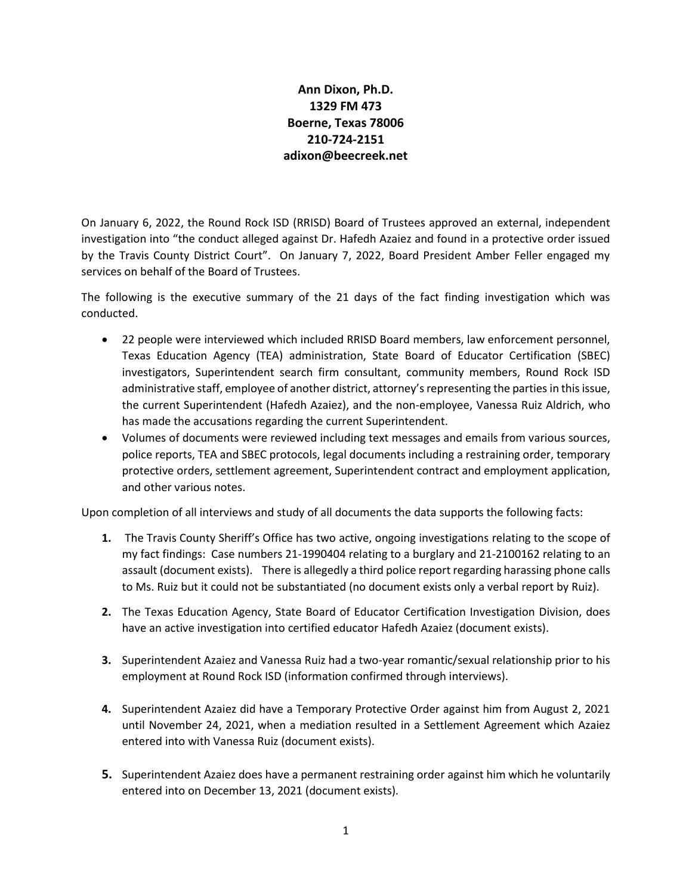**Ann Dixon, Ph.D.**
**1329 FM 473**
**Boerne, Texas 78006**
**210-724-2151**
**adixon@beecreek.net**

On January 6, 2022, the Round Rock ISD (RRISD) Board of Trustees approved an external, independent investigation into "the conduct alleged against Dr. Hafedh Azaiez and found in a protective order issued by the Travis County District Court". On January 7, 2022, Board President Amber Feller engaged my services on behalf of the Board of Trustees.

The following is the executive summary of the 21 days of the fact finding investigation which was conducted.

- 22 people were interviewed which included RRISD Board members, law enforcement personnel, Texas Education Agency (TEA) administration, State Board of Educator Certification (SBEC) investigators, Superintendent search firm consultant, community members, Round Rock ISD administrative staff, employee of another district, attorney's representing the parties in this issue, the current Superintendent (Hafedh Azaiez), and the non-employee, Vanessa Ruiz Aldrich, who has made the accusations regarding the current Superintendent.
- Volumes of documents were reviewed including text messages and emails from various sources, police reports, TEA and SBEC protocols, legal documents including a restraining order, temporary protective orders, settlement agreement, Superintendent contract and employment application, and other various notes.

Upon completion of all interviews and study of all documents the data supports the following facts:

1. The Travis County Sheriff's Office has two active, ongoing investigations relating to the scope of my fact findings: Case numbers 21-1990404 relating to a burglary and 21-2100162 relating to an assault (document exists). There is allegedly a third police report regarding harassing phone calls to Ms. Ruiz but it could not be substantiated (no document exists only a verbal report by Ruiz).

2. The Texas Education Agency, State Board of Educator Certification Investigation Division, does have an active investigation into certified educator Hafedh Azaiez (document exists).

3. Superintendent Azaiez and Vanessa Ruiz had a two-year romantic/sexual relationship prior to his employment at Round Rock ISD (information confirmed through interviews).

4. Superintendent Azaiez did have a Temporary Protective Order against him from August 2, 2021 until November 24, 2021, when a mediation resulted in a Settlement Agreement which Azaiez entered into with Vanessa Ruiz (document exists).

5. Superintendent Azaiez does have a permanent restraining order against him which he voluntarily entered into on December 13, 2021 (document exists).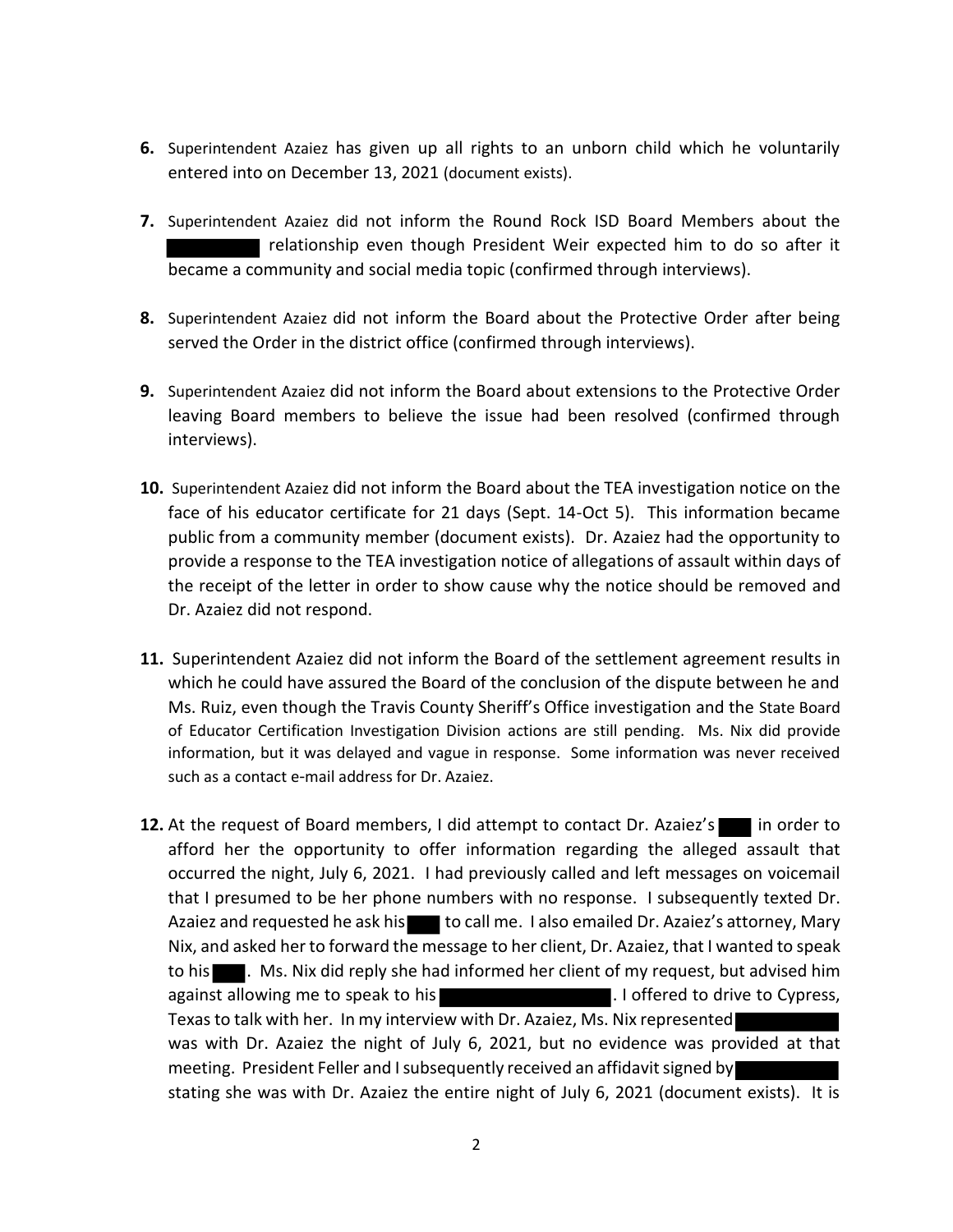**6.** Superintendent Azaiez has given up all rights to an unborn child which he voluntarily entered into on December 13, 2021 (document exists).

**7.** Superintendent Azaiez did not inform the Round Rock ISD Board Members about the ████████ relationship even though President Weir expected him to do so after it became a community and social media topic (confirmed through interviews).

**8.** Superintendent Azaiez did not inform the Board about the Protective Order after being served the Order in the district office (confirmed through interviews).

**9.** Superintendent Azaiez did not inform the Board about extensions to the Protective Order leaving Board members to believe the issue had been resolved (confirmed through interviews).

**10.** Superintendent Azaiez did not inform the Board about the TEA investigation notice on the face of his educator certificate for 21 days (Sept. 14-Oct 5). This information became public from a community member (document exists). Dr. Azaiez had the opportunity to provide a response to the TEA investigation notice of allegations of assault within days of the receipt of the letter in order to show cause why the notice should be removed and Dr. Azaiez did not respond.

**11.** Superintendent Azaiez did not inform the Board of the settlement agreement results in which he could have assured the Board of the conclusion of the dispute between he and Ms. Ruiz, even though the Travis County Sheriff's Office investigation and the State Board of Educator Certification Investigation Division actions are still pending. Ms. Nix did provide information, but it was delayed and vague in response. Some information was never received such as a contact e-mail address for Dr. Azaiez.

**12.** At the request of Board members, I did attempt to contact Dr. Azaiez's ███ in order to afford her the opportunity to offer information regarding the alleged assault that occurred the night, July 6, 2021. I had previously called and left messages on voicemail that I presumed to be her phone numbers with no response. I subsequently texted Dr. Azaiez and requested he ask his ███ to call me. I also emailed Dr. Azaiez's attorney, Mary Nix, and asked her to forward the message to her client, Dr. Azaiez, that I wanted to speak to his ███. Ms. Nix did reply she had informed her client of my request, but advised him against allowing me to speak to his ████████████. I offered to drive to Cypress, Texas to talk with her. In my interview with Dr. Azaiez, Ms. Nix represented ████████ was with Dr. Azaiez the night of July 6, 2021, but no evidence was provided at that meeting. President Feller and I subsequently received an affidavit signed by ████████ stating she was with Dr. Azaiez the entire night of July 6, 2021 (document exists). It is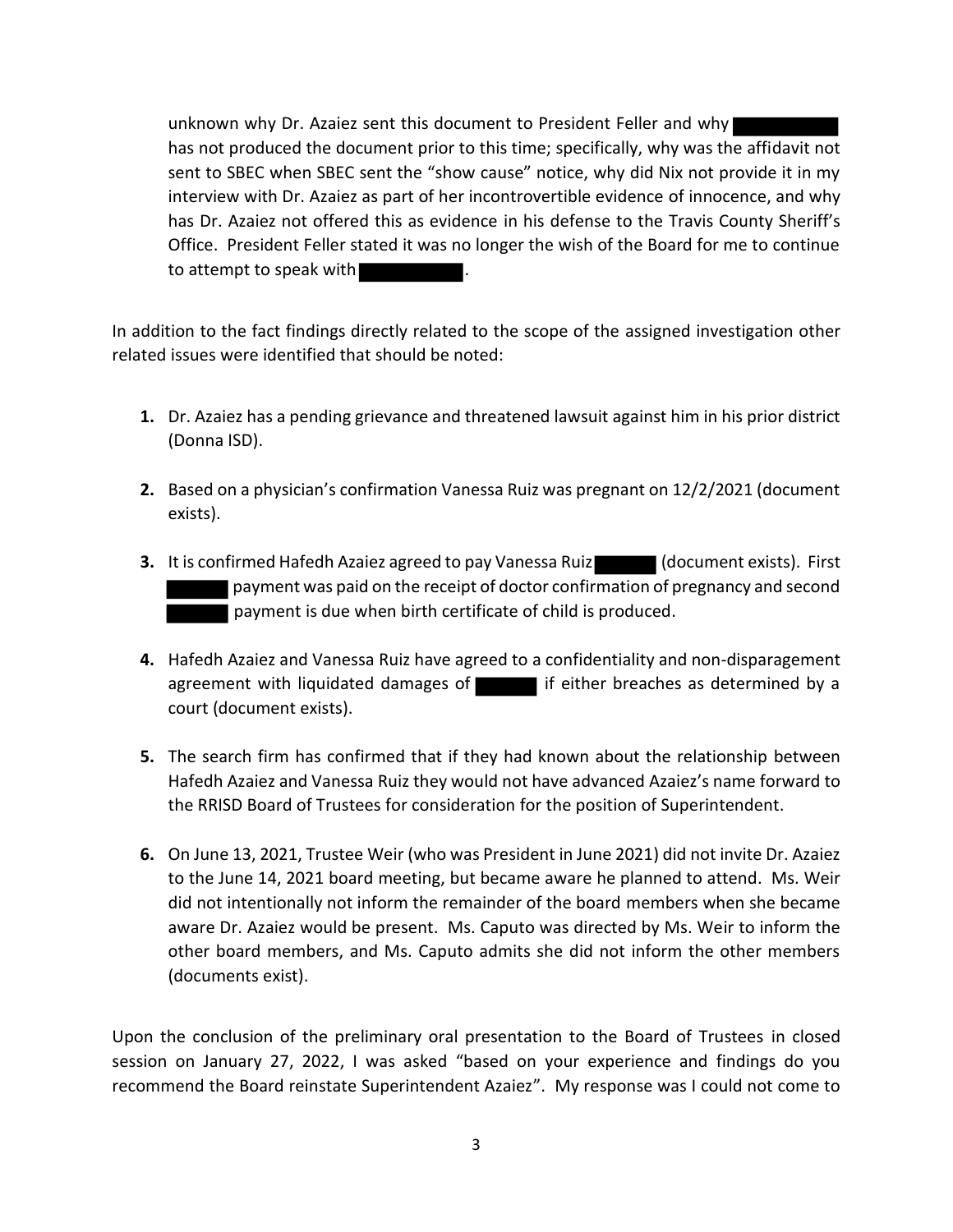unknown why Dr. Azaiez sent this document to President Feller and why [REDACTED] has not produced the document prior to this time; specifically, why was the affidavit not sent to SBEC when SBEC sent the "show cause" notice, why did Nix not provide it in my interview with Dr. Azaiez as part of her incontrovertible evidence of innocence, and why has Dr. Azaiez not offered this as evidence in his defense to the Travis County Sheriff's Office. President Feller stated it was no longer the wish of the Board for me to continue to attempt to speak with [REDACTED].

In addition to the fact findings directly related to the scope of the assigned investigation other related issues were identified that should be noted:

1. Dr. Azaiez has a pending grievance and threatened lawsuit against him in his prior district (Donna ISD).

2. Based on a physician's confirmation Vanessa Ruiz was pregnant on 12/2/2021 (document exists).

3. It is confirmed Hafedh Azaiez agreed to pay Vanessa Ruiz [REDACTED] (document exists). First [REDACTED] payment was paid on the receipt of doctor confirmation of pregnancy and second [REDACTED] payment is due when birth certificate of child is produced.

4. Hafedh Azaiez and Vanessa Ruiz have agreed to a confidentiality and non-disparagement agreement with liquidated damages of [REDACTED] if either breaches as determined by a court (document exists).

5. The search firm has confirmed that if they had known about the relationship between Hafedh Azaiez and Vanessa Ruiz they would not have advanced Azaiez's name forward to the RRISD Board of Trustees for consideration for the position of Superintendent.

6. On June 13, 2021, Trustee Weir (who was President in June 2021) did not invite Dr. Azaiez to the June 14, 2021 board meeting, but became aware he planned to attend. Ms. Weir did not intentionally not inform the remainder of the board members when she became aware Dr. Azaiez would be present. Ms. Caputo was directed by Ms. Weir to inform the other board members, and Ms. Caputo admits she did not inform the other members (documents exist).

Upon the conclusion of the preliminary oral presentation to the Board of Trustees in closed session on January 27, 2022, I was asked "based on your experience and findings do you recommend the Board reinstate Superintendent Azaiez". My response was I could not come to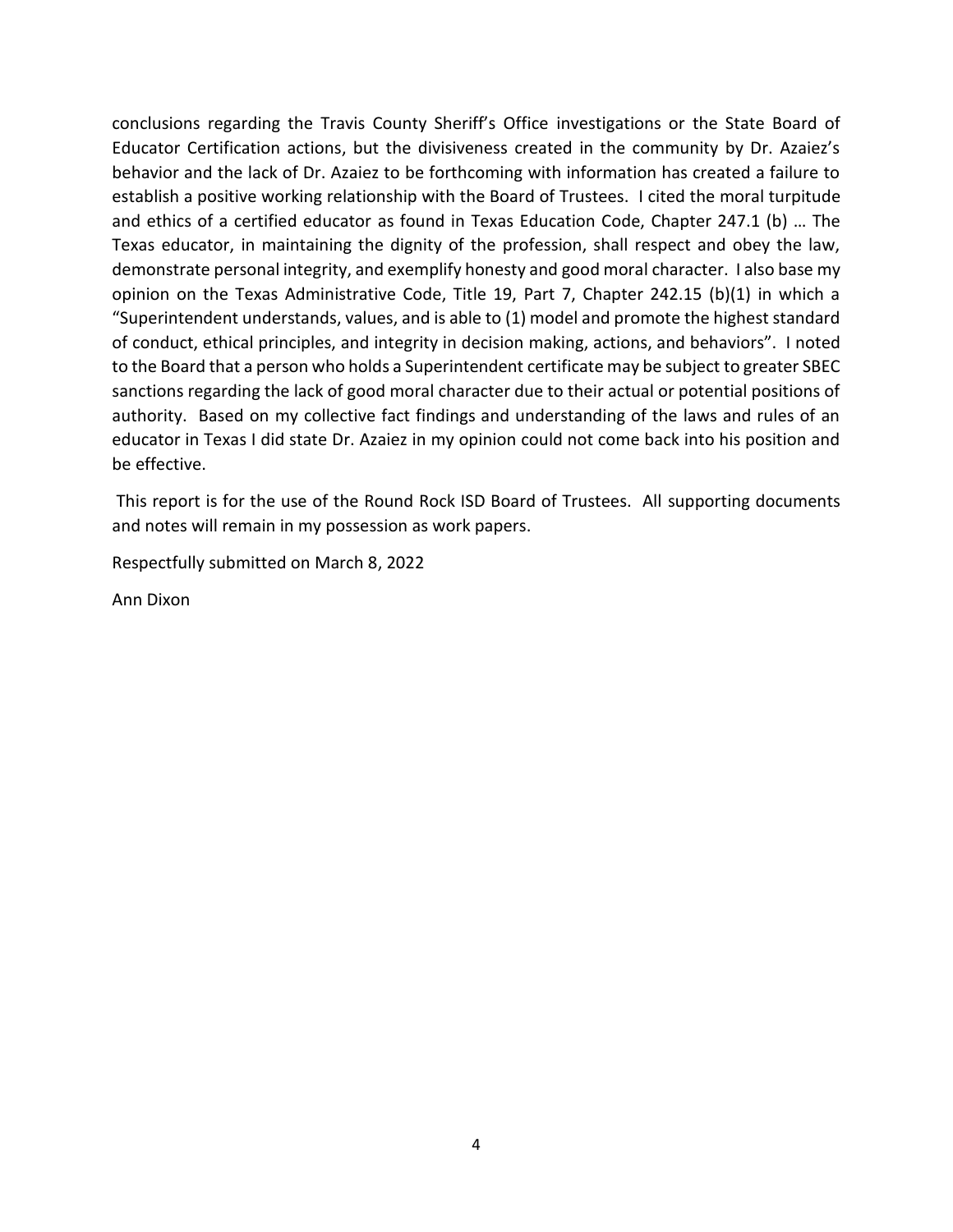conclusions regarding the Travis County Sheriff's Office investigations or the State Board of Educator Certification actions, but the divisiveness created in the community by Dr. Azaiez's behavior and the lack of Dr. Azaiez to be forthcoming with information has created a failure to establish a positive working relationship with the Board of Trustees. I cited the moral turpitude and ethics of a certified educator as found in Texas Education Code, Chapter 247.1 (b) … The Texas educator, in maintaining the dignity of the profession, shall respect and obey the law, demonstrate personal integrity, and exemplify honesty and good moral character. I also base my opinion on the Texas Administrative Code, Title 19, Part 7, Chapter 242.15 (b)(1) in which a "Superintendent understands, values, and is able to (1) model and promote the highest standard of conduct, ethical principles, and integrity in decision making, actions, and behaviors". I noted to the Board that a person who holds a Superintendent certificate may be subject to greater SBEC sanctions regarding the lack of good moral character due to their actual or potential positions of authority. Based on my collective fact findings and understanding of the laws and rules of an educator in Texas I did state Dr. Azaiez in my opinion could not come back into his position and be effective.

This report is for the use of the Round Rock ISD Board of Trustees. All supporting documents and notes will remain in my possession as work papers.

Respectfully submitted on March 8, 2022

Ann Dixon